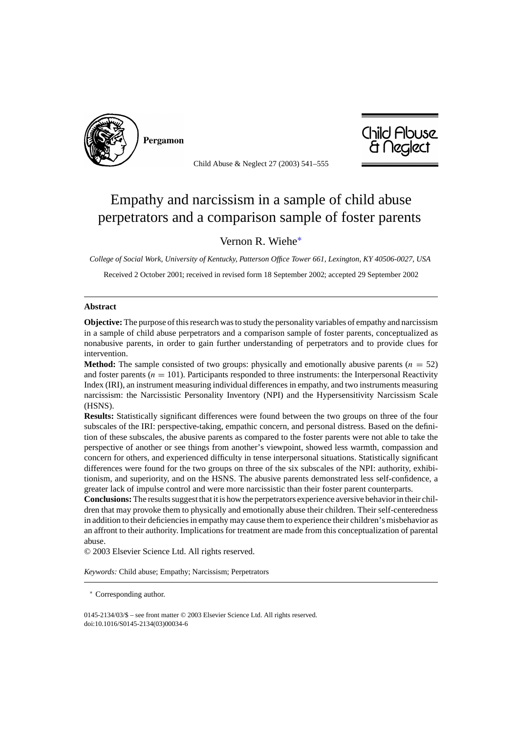# Empathy and narcissism in a sample of child abuse perpetrators and a comparison sample of foster parents

Vernon R. Wiehe*

*College of Social Work, University of Kentucky, Patterson Office Tower 661, Lexington, KY 40506-0027, USA*

Received 2 October 2001; received in revised form 18 September 2002; accepted 29 September 2002

## Abstract

**Objective:** The purpose of this research was to study the personality variables of empathy and narcissism in a sample of child abuse perpetrators and a comparison sample of foster parents, conceptualized as nonabusive parents, in order to gain further understanding of perpetrators and to provide clues for intervention.

**Method:** The sample consisted of two groups: physically and emotionally abusive parents ($n = 52$) and foster parents ($n = 101$). Participants responded to three instruments: the Interpersonal Reactivity Index (IRI), an instrument measuring individual differences in empathy, and two instruments measuring narcissism: the Narcissistic Personality Inventory (NPI) and the Hypersensitivity Narcissism Scale (HSNS).

**Results:** Statistically significant differences were found between the two groups on three of the four subscales of the IRI: perspective-taking, empathic concern, and personal distress. Based on the definition of these subscales, the abusive parents as compared to the foster parents were not able to take the perspective of another or see things from another's viewpoint, showed less warmth, compassion and concern for others, and experienced difficulty in tense interpersonal situations. Statistically significant differences were found for the two groups on three of the six subscales of the NPI: authority, exhibitionism, and superiority, and on the HSNS. The abusive parents demonstrated less self-confidence, a greater lack of impulse control and were more narcissistic than their foster parent counterparts.

**Conclusions:** The results suggest that it is how the perpetrators experience aversive behavior in their children that may provoke them to physically and emotionally abuse their children. Their self-centeredness in addition to their deficiencies in empathy may cause them to experience their children's misbehavior as an affront to their authority. Implications for treatment are made from this conceptualization of parental abuse.

© 2003 Elsevier Science Ltd. All rights reserved.

*Keywords:* Child abuse; Empathy; Narcissism; Perpetrators

\* Corresponding author.

0145-2134/03/$ – see front matter © 2003 Elsevier Science Ltd. All rights reserved.
doi:10.1016/S0145-2134(03)00034-6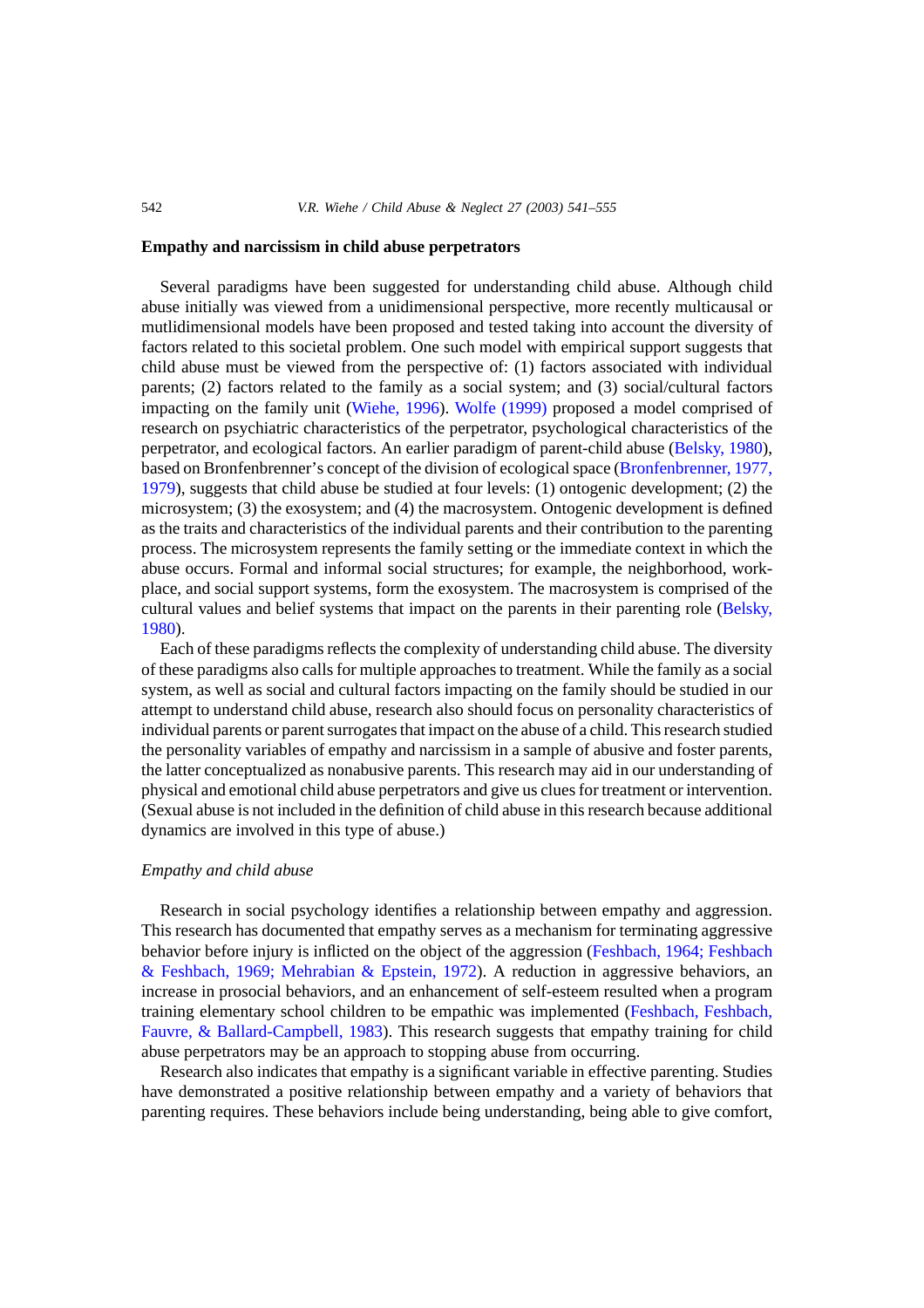## Empathy and narcissism in child abuse perpetrators

Several paradigms have been suggested for understanding child abuse. Although child abuse initially was viewed from a unidimensional perspective, more recently multicausal or mutlidimensional models have been proposed and tested taking into account the diversity of factors related to this societal problem. One such model with empirical support suggests that child abuse must be viewed from the perspective of: (1) factors associated with individual parents; (2) factors related to the family as a social system; and (3) social/cultural factors impacting on the family unit (Wiehe, 1996). Wolfe (1999) proposed a model comprised of research on psychiatric characteristics of the perpetrator, psychological characteristics of the perpetrator, and ecological factors. An earlier paradigm of parent-child abuse (Belsky, 1980), based on Bronfenbrenner's concept of the division of ecological space (Bronfenbrenner, 1977, 1979), suggests that child abuse be studied at four levels: (1) ontogenic development; (2) the microsystem; (3) the exosystem; and (4) the macrosystem. Ontogenic development is defined as the traits and characteristics of the individual parents and their contribution to the parenting process. The microsystem represents the family setting or the immediate context in which the abuse occurs. Formal and informal social structures; for example, the neighborhood, workplace, and social support systems, form the exosystem. The macrosystem is comprised of the cultural values and belief systems that impact on the parents in their parenting role (Belsky, 1980).

Each of these paradigms reflects the complexity of understanding child abuse. The diversity of these paradigms also calls for multiple approaches to treatment. While the family as a social system, as well as social and cultural factors impacting on the family should be studied in our attempt to understand child abuse, research also should focus on personality characteristics of individual parents or parent surrogates that impact on the abuse of a child. This research studied the personality variables of empathy and narcissism in a sample of abusive and foster parents, the latter conceptualized as nonabusive parents. This research may aid in our understanding of physical and emotional child abuse perpetrators and give us clues for treatment or intervention. (Sexual abuse is not included in the definition of child abuse in this research because additional dynamics are involved in this type of abuse.)

### *Empathy and child abuse*

Research in social psychology identifies a relationship between empathy and aggression. This research has documented that empathy serves as a mechanism for terminating aggressive behavior before injury is inflicted on the object of the aggression (Feshbach, 1964; Feshbach & Feshbach, 1969; Mehrabian & Epstein, 1972). A reduction in aggressive behaviors, an increase in prosocial behaviors, and an enhancement of self-esteem resulted when a program training elementary school children to be empathic was implemented (Feshbach, Feshbach, Fauvre, & Ballard-Campbell, 1983). This research suggests that empathy training for child abuse perpetrators may be an approach to stopping abuse from occurring.

Research also indicates that empathy is a significant variable in effective parenting. Studies have demonstrated a positive relationship between empathy and a variety of behaviors that parenting requires. These behaviors include being understanding, being able to give comfort,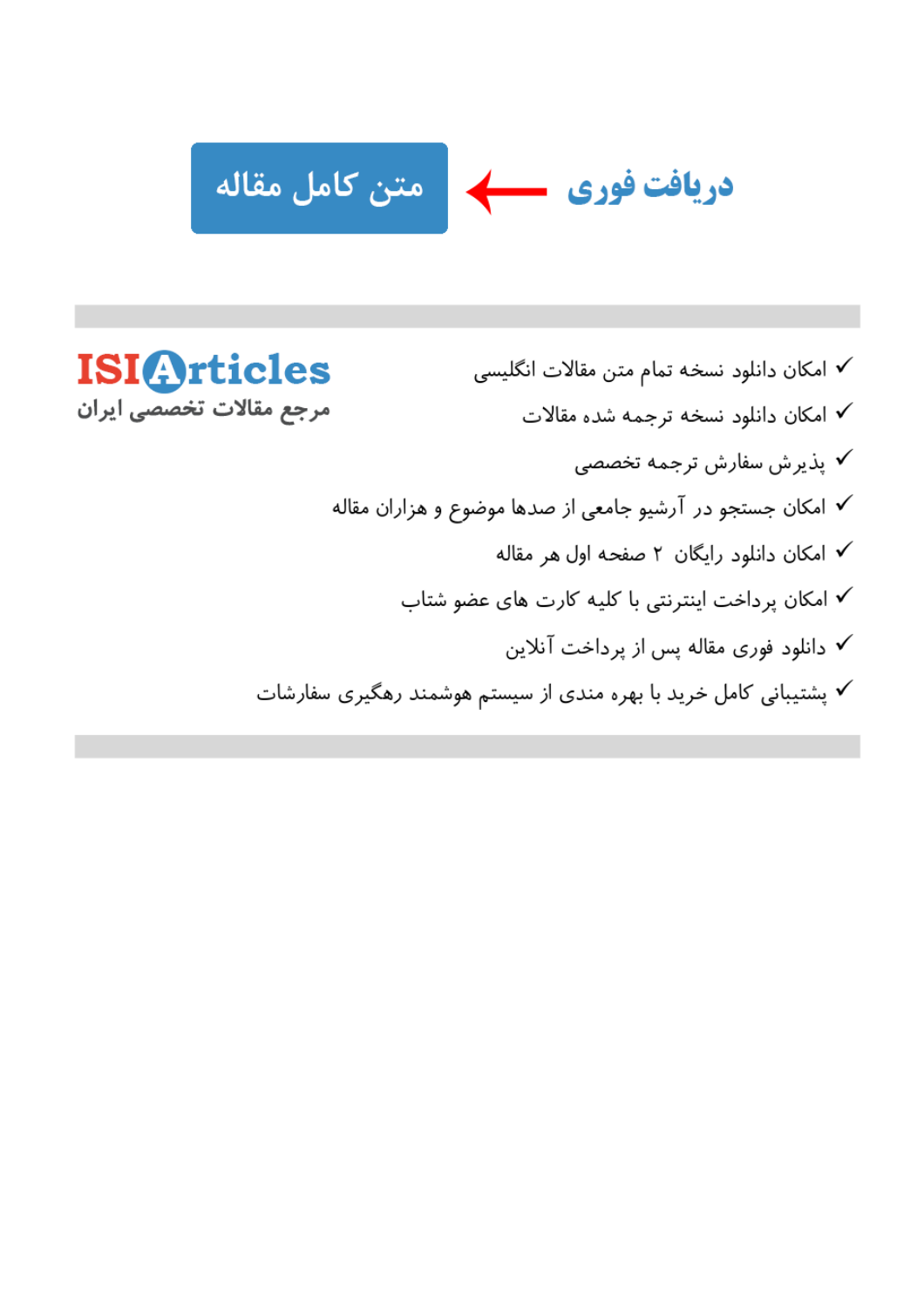دریافت فوری ← **متن کامل مقاله**

**ISIArticles**
مرجع مقالات تخصصی ایران

- ✓ امکان دانلود نسخه تمام متن مقالات انگلیسی
- ✓ امکان دانلود نسخه ترجمه شده مقالات
- ✓ پذیرش سفارش ترجمه تخصصی
- ✓ امکان جستجو در آرشیو جامعی از صدها موضوع و هزاران مقاله
- ✓ امکان دانلود رایگان ۲ صفحه اول هر مقاله
- ✓ امکان پرداخت اینترنتی با کلیه کارت های عضو شتاب
- ✓ دانلود فوری مقاله پس از پرداخت آنلاین
- ✓ پشتیبانی کامل خرید با بهره مندی از سیستم هوشمند رهگیری سفارشات